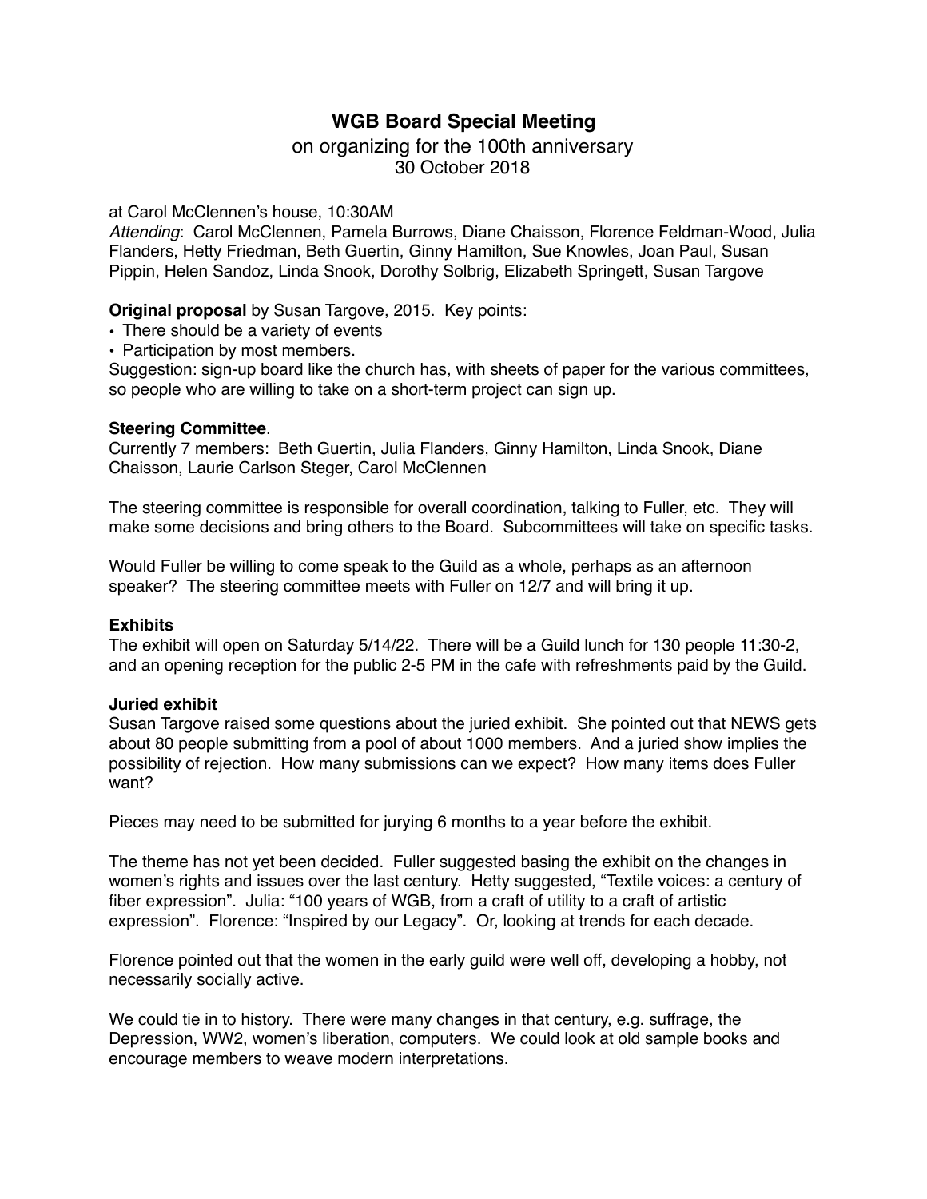# WGB Board Special Meeting

on organizing for the 100th anniversary
30 October 2018

at Carol McClennen's house, 10:30AM
*Attending*: Carol McClennen, Pamela Burrows, Diane Chaisson, Florence Feldman-Wood, Julia Flanders, Hetty Friedman, Beth Guertin, Ginny Hamilton, Sue Knowles, Joan Paul, Susan Pippin, Helen Sandoz, Linda Snook, Dorothy Solbrig, Elizabeth Springett, Susan Targove

**Original proposal** by Susan Targove, 2015. Key points:

- There should be a variety of events
- Participation by most members.

Suggestion: sign-up board like the church has, with sheets of paper for the various committees, so people who are willing to take on a short-term project can sign up.

**Steering Committee**.
Currently 7 members: Beth Guertin, Julia Flanders, Ginny Hamilton, Linda Snook, Diane Chaisson, Laurie Carlson Steger, Carol McClennen

The steering committee is responsible for overall coordination, talking to Fuller, etc. They will make some decisions and bring others to the Board. Subcommittees will take on specific tasks.

Would Fuller be willing to come speak to the Guild as a whole, perhaps as an afternoon speaker? The steering committee meets with Fuller on 12/7 and will bring it up.

**Exhibits**
The exhibit will open on Saturday 5/14/22. There will be a Guild lunch for 130 people 11:30-2, and an opening reception for the public 2-5 PM in the cafe with refreshments paid by the Guild.

**Juried exhibit**
Susan Targove raised some questions about the juried exhibit. She pointed out that NEWS gets about 80 people submitting from a pool of about 1000 members. And a juried show implies the possibility of rejection. How many submissions can we expect? How many items does Fuller want?

Pieces may need to be submitted for jurying 6 months to a year before the exhibit.

The theme has not yet been decided. Fuller suggested basing the exhibit on the changes in women's rights and issues over the last century. Hetty suggested, "Textile voices: a century of fiber expression". Julia: "100 years of WGB, from a craft of utility to a craft of artistic expression". Florence: "Inspired by our Legacy". Or, looking at trends for each decade.

Florence pointed out that the women in the early guild were well off, developing a hobby, not necessarily socially active.

We could tie in to history. There were many changes in that century, e.g. suffrage, the Depression, WW2, women's liberation, computers. We could look at old sample books and encourage members to weave modern interpretations.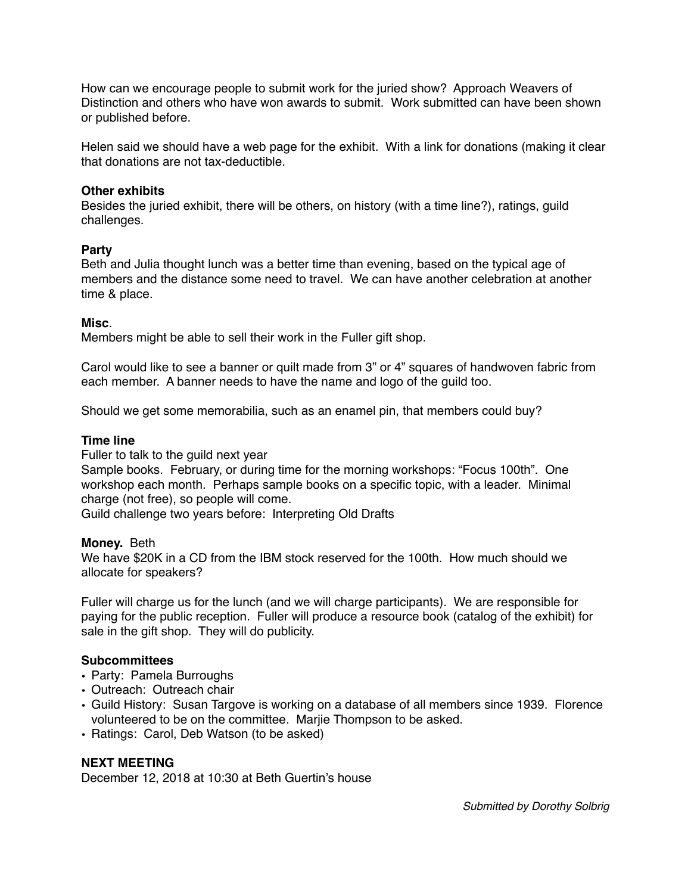How can we encourage people to submit work for the juried show? Approach Weavers of Distinction and others who have won awards to submit. Work submitted can have been shown or published before.

Helen said we should have a web page for the exhibit. With a link for donations (making it clear that donations are not tax-deductible.

**Other exhibits**
Besides the juried exhibit, there will be others, on history (with a time line?), ratings, guild challenges.

**Party**
Beth and Julia thought lunch was a better time than evening, based on the typical age of members and the distance some need to travel. We can have another celebration at another time & place.

**Misc**.
Members might be able to sell their work in the Fuller gift shop.

Carol would like to see a banner or quilt made from 3" or 4" squares of handwoven fabric from each member. A banner needs to have the name and logo of the guild too.

Should we get some memorabilia, such as an enamel pin, that members could buy?

**Time line**
Fuller to talk to the guild next year
Sample books. February, or during time for the morning workshops: "Focus 100th". One workshop each month. Perhaps sample books on a specific topic, with a leader. Minimal charge (not free), so people will come.
Guild challenge two years before: Interpreting Old Drafts

**Money.** Beth
We have $20K in a CD from the IBM stock reserved for the 100th. How much should we allocate for speakers?

Fuller will charge us for the lunch (and we will charge participants). We are responsible for paying for the public reception. Fuller will produce a resource book (catalog of the exhibit) for sale in the gift shop. They will do publicity.

**Subcommittees**
- Party: Pamela Burroughs
- Outreach: Outreach chair
- Guild History: Susan Targove is working on a database of all members since 1939. Florence volunteered to be on the committee. Marjie Thompson to be asked.
- Ratings: Carol, Deb Watson (to be asked)

**NEXT MEETING**
December 12, 2018 at 10:30 at Beth Guertin's house

*Submitted by Dorothy Solbrig*